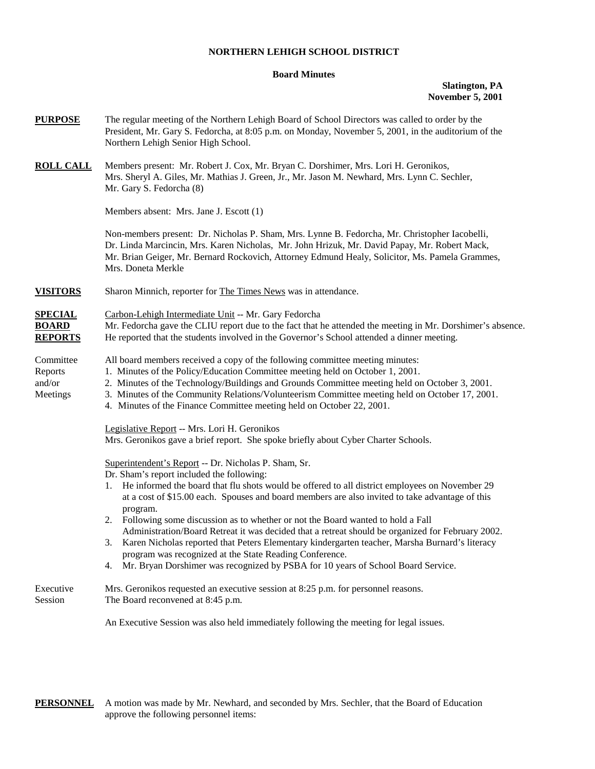**NORTHERN LEHIGH SCHOOL DISTRICT**

**Board Minutes**

**Slatington, PA**
**November 5, 2001**

**PURPOSE** The regular meeting of the Northern Lehigh Board of School Directors was called to order by the President, Mr. Gary S. Fedorcha, at 8:05 p.m. on Monday, November 5, 2001, in the auditorium of the Northern Lehigh Senior High School.

**ROLL CALL** Members present: Mr. Robert J. Cox, Mr. Bryan C. Dorshimer, Mrs. Lori H. Geronikos, Mrs. Sheryl A. Giles, Mr. Mathias J. Green, Jr., Mr. Jason M. Newhard, Mrs. Lynn C. Sechler, Mr. Gary S. Fedorcha (8)

Members absent: Mrs. Jane J. Escott (1)

Non-members present: Dr. Nicholas P. Sham, Mrs. Lynne B. Fedorcha, Mr. Christopher Iacobelli, Dr. Linda Marcincin, Mrs. Karen Nicholas, Mr. John Hrizuk, Mr. David Papay, Mr. Robert Mack, Mr. Brian Geiger, Mr. Bernard Rockovich, Attorney Edmund Healy, Solicitor, Ms. Pamela Grammes, Mrs. Doneta Merkle

**VISITORS** Sharon Minnich, reporter for The Times News was in attendance.

**SPECIAL BOARD REPORTS** Carbon-Lehigh Intermediate Unit -- Mr. Gary Fedorcha
Mr. Fedorcha gave the CLIU report due to the fact that he attended the meeting in Mr. Dorshimer's absence. He reported that the students involved in the Governor's School attended a dinner meeting.

Committee Reports and/or Meetings

All board members received a copy of the following committee meeting minutes:

1. Minutes of the Policy/Education Committee meeting held on October 1, 2001.
2. Minutes of the Technology/Buildings and Grounds Committee meeting held on October 3, 2001.
3. Minutes of the Community Relations/Volunteerism Committee meeting held on October 17, 2001.
4. Minutes of the Finance Committee meeting held on October 22, 2001.

Legislative Report -- Mrs. Lori H. Geronikos
Mrs. Geronikos gave a brief report. She spoke briefly about Cyber Charter Schools.

Superintendent's Report -- Dr. Nicholas P. Sham, Sr.
Dr. Sham's report included the following:

1. He informed the board that flu shots would be offered to all district employees on November 29 at a cost of $15.00 each. Spouses and board members are also invited to take advantage of this program.
2. Following some discussion as to whether or not the Board wanted to hold a Fall Administration/Board Retreat it was decided that a retreat should be organized for February 2002.
3. Karen Nicholas reported that Peters Elementary kindergarten teacher, Marsha Burnard's literacy program was recognized at the State Reading Conference.
4. Mr. Bryan Dorshimer was recognized by PSBA for 10 years of School Board Service.

Executive Session

Mrs. Geronikos requested an executive session at 8:25 p.m. for personnel reasons.
The Board reconvened at 8:45 p.m.

An Executive Session was also held immediately following the meeting for legal issues.

**PERSONNEL** A motion was made by Mr. Newhard, and seconded by Mrs. Sechler, that the Board of Education approve the following personnel items: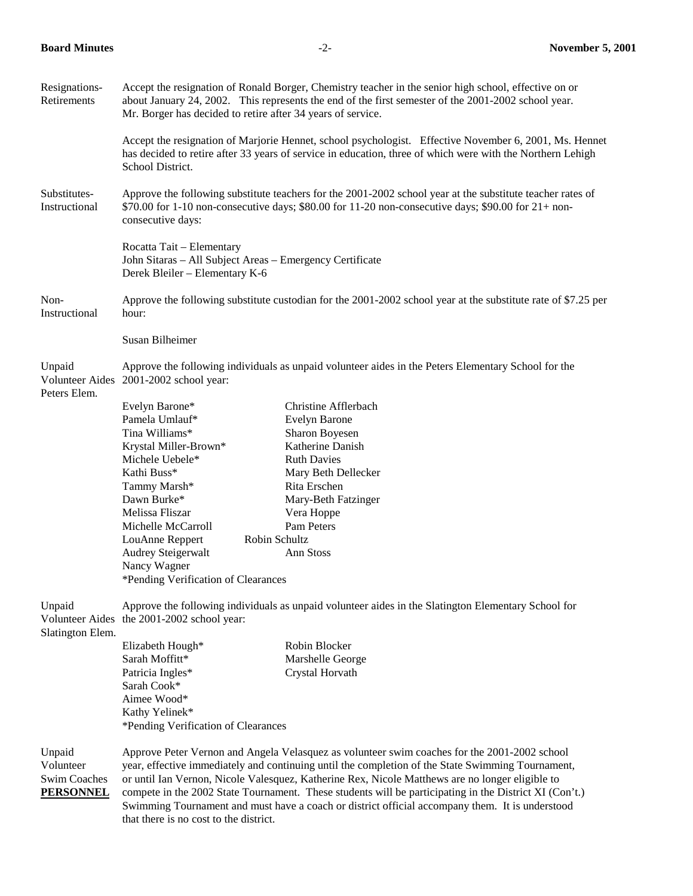**Resignations-Retirements**

Accept the resignation of Ronald Borger, Chemistry teacher in the senior high school, effective on or about January 24, 2002. This represents the end of the first semester of the 2001-2002 school year. Mr. Borger has decided to retire after 34 years of service.

Accept the resignation of Marjorie Hennet, school psychologist. Effective November 6, 2001, Ms. Hennet has decided to retire after 33 years of service in education, three of which were with the Northern Lehigh School District.

**Substitutes-Instructional**

Approve the following substitute teachers for the 2001-2002 school year at the substitute teacher rates of $70.00 for 1-10 non-consecutive days; $80.00 for 11-20 non-consecutive days; $90.00 for 21+ non-consecutive days:

Rocatta Tait – Elementary
John Sitaras – All Subject Areas – Emergency Certificate
Derek Bleiler – Elementary K-6

**Non-Instructional**

Approve the following substitute custodian for the 2001-2002 school year at the substitute rate of $7.25 per hour:

Susan Bilheimer

**Unpaid Volunteer Aides Peters Elem.**

Approve the following individuals as unpaid volunteer aides in the Peters Elementary School for the 2001-2002 school year:

| | |
|---|---|
| Evelyn Barone* | Christine Afflerbach |
| Pamela Umlauf* | Evelyn Barone |
| Tina Williams* | Sharon Boyesen |
| Krystal Miller-Brown* | Katherine Danish |
| Michele Uebele* | Ruth Davies |
| Kathi Buss* | Mary Beth Dellecker |
| Tammy Marsh* | Rita Erschen |
| Dawn Burke* | Mary-Beth Fatzinger |
| Melissa Fliszar | Vera Hoppe |
| Michelle McCarroll | Pam Peters |
| LouAnne Reppert | Robin Schultz |
| Audrey Steigerwalt | Ann Stoss |
| Nancy Wagner | |

*Pending Verification of Clearances

**Unpaid Volunteer Aides Slatington Elem.**

Approve the following individuals as unpaid volunteer aides in the Slatington Elementary School for the 2001-2002 school year:

| | |
|---|---|
| Elizabeth Hough* | Robin Blocker |
| Sarah Moffitt* | Marshelle George |
| Patricia Ingles* | Crystal Horvath |
| Sarah Cook* | |
| Aimee Wood* | |
| Kathy Yelinek* | |

*Pending Verification of Clearances

**Unpaid Volunteer Swim Coaches**

Approve Peter Vernon and Angela Velasquez as volunteer swim coaches for the 2001-2002 school year, effective immediately and continuing until the completion of the State Swimming Tournament, or until Ian Vernon, Nicole Valesquez, Katherine Rex, Nicole Matthews are no longer eligible to compete in the 2002 State Tournament. These students will be participating in the District XI Swimming Tournament and must have a coach or district official accompany them. It is understood that there is no cost to the district.

**PERSONNEL** (Con't.)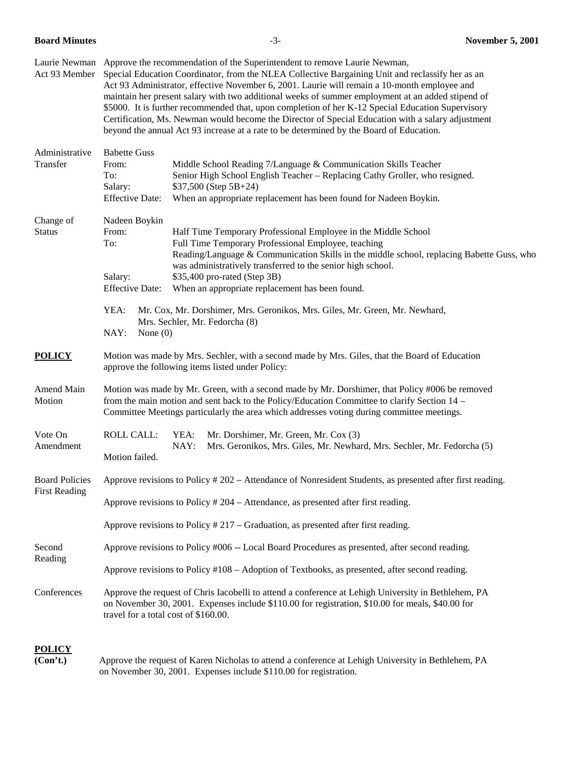**Laurie Newman Act 93 Member**

Approve the recommendation of the Superintendent to remove Laurie Newman, Special Education Coordinator, from the NLEA Collective Bargaining Unit and reclassify her as an Act 93 Administrator, effective November 6, 2001. Laurie will remain a 10-month employee and maintain her present salary with two additional weeks of summer employment at an added stipend of $5000. It is further recommended that, upon completion of her K-12 Special Education Supervisory Certification, Ms. Newman would become the Director of Special Education with a salary adjustment beyond the annual Act 93 increase at a rate to be determined by the Board of Education.

**Administrative Transfer**

Babette Guss

| | |
|---|---|
| From: | Middle School Reading 7/Language & Communication Skills Teacher |
| To: | Senior High School English Teacher – Replacing Cathy Groller, who resigned. |
| Salary: | $37,500 (Step 5B+24) |
| Effective Date: | When an appropriate replacement has been found for Nadeen Boykin. |

**Change of Status**

Nadeen Boykin

| | |
|---|---|
| From: | Half Time Temporary Professional Employee in the Middle School |
| To: | Full Time Temporary Professional Employee, teaching Reading/Language & Communication Skills in the middle school, replacing Babette Guss, who was administratively transferred to the senior high school. |
| Salary: | $35,400 pro-rated (Step 3B) |
| Effective Date: | When an appropriate replacement has been found. |

YEA: Mr. Cox, Mr. Dorshimer, Mrs. Geronikos, Mrs. Giles, Mr. Green, Mr. Newhard, Mrs. Sechler, Mr. Fedorcha (8)
NAY: None (0)

**POLICY**

Motion was made by Mrs. Sechler, with a second made by Mrs. Giles, that the Board of Education approve the following items listed under Policy:

**Amend Main Motion**

Motion was made by Mr. Green, with a second made by Mr. Dorshimer, that Policy #006 be removed from the main motion and sent back to the Policy/Education Committee to clarify Section 14 – Committee Meetings particularly the area which addresses voting during committee meetings.

**Vote On Amendment**

ROLL CALL: YEA: Mr. Dorshimer, Mr. Green, Mr. Cox (3)
NAY: Mrs. Geronikos, Mrs. Giles, Mr. Newhard, Mrs. Sechler, Mr. Fedorcha (5)

Motion failed.

**Board Policies First Reading**

Approve revisions to Policy # 202 – Attendance of Nonresident Students, as presented after first reading.

Approve revisions to Policy # 204 – Attendance, as presented after first reading.

Approve revisions to Policy # 217 – Graduation, as presented after first reading.

**Second Reading**

Approve revisions to Policy #006 -- Local Board Procedures as presented, after second reading.

Approve revisions to Policy #108 – Adoption of Textbooks, as presented, after second reading.

**Conferences**

Approve the request of Chris Iacobelli to attend a conference at Lehigh University in Bethlehem, PA on November 30, 2001. Expenses include $110.00 for registration, $10.00 for meals, $40.00 for travel for a total cost of $160.00.

**POLICY (Con't.)**

Approve the request of Karen Nicholas to attend a conference at Lehigh University in Bethlehem, PA on November 30, 2001. Expenses include $110.00 for registration.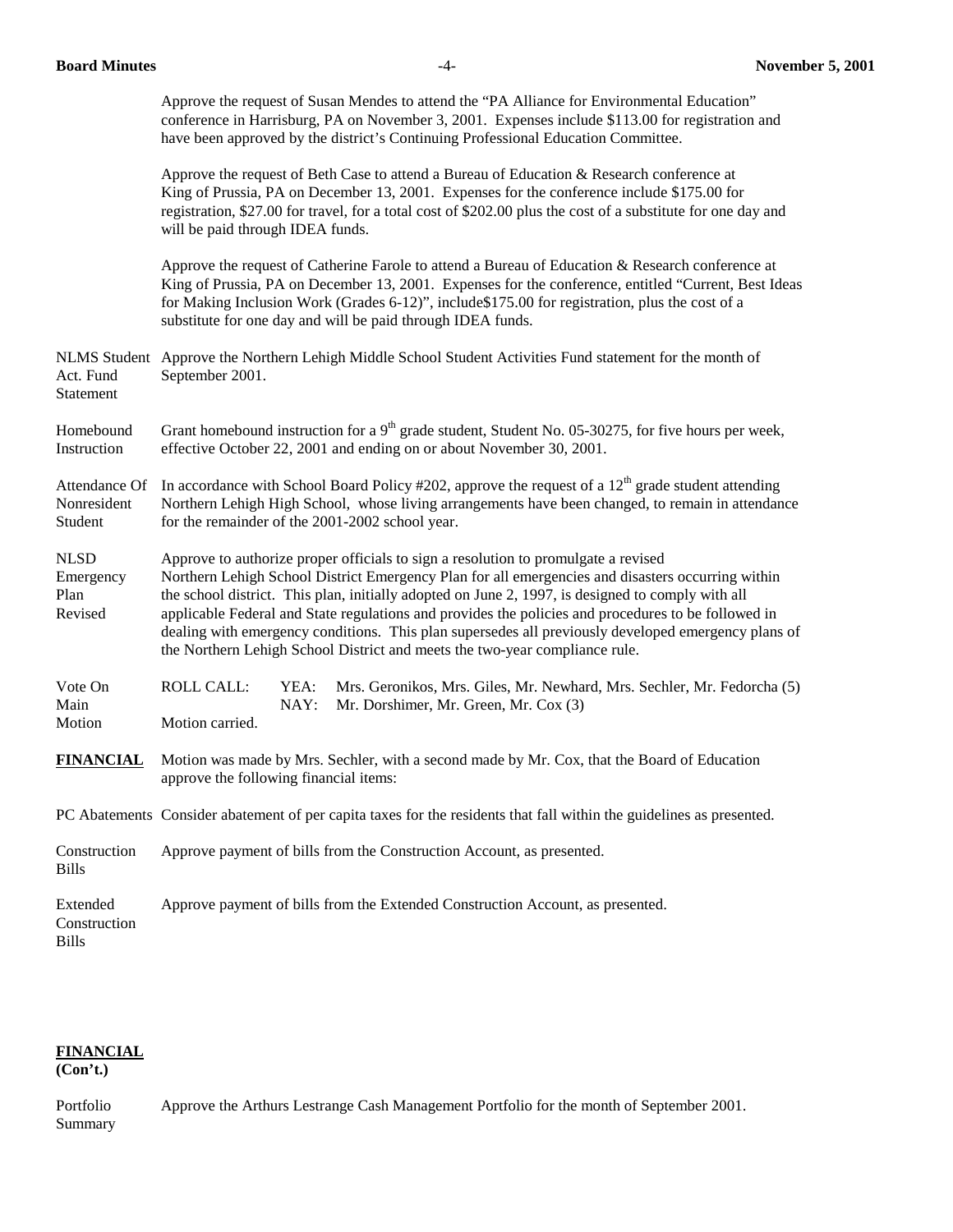Approve the request of Susan Mendes to attend the "PA Alliance for Environmental Education" conference in Harrisburg, PA on November 3, 2001. Expenses include $113.00 for registration and have been approved by the district's Continuing Professional Education Committee.

Approve the request of Beth Case to attend a Bureau of Education & Research conference at King of Prussia, PA on December 13, 2001. Expenses for the conference include $175.00 for registration, $27.00 for travel, for a total cost of $202.00 plus the cost of a substitute for one day and will be paid through IDEA funds.

Approve the request of Catherine Farole to attend a Bureau of Education & Research conference at King of Prussia, PA on December 13, 2001. Expenses for the conference, entitled "Current, Best Ideas for Making Inclusion Work (Grades 6-12)", include$175.00 for registration, plus the cost of a substitute for one day and will be paid through IDEA funds.

NLMS Student Act. Fund Statement — Approve the Northern Lehigh Middle School Student Activities Fund statement for the month of September 2001.

Homebound Instruction — Grant homebound instruction for a 9th grade student, Student No. 05-30275, for five hours per week, effective October 22, 2001 and ending on or about November 30, 2001.

Attendance Of Nonresident Student — In accordance with School Board Policy #202, approve the request of a 12th grade student attending Northern Lehigh High School, whose living arrangements have been changed, to remain in attendance for the remainder of the 2001-2002 school year.

NLSD Emergency Plan Revised — Approve to authorize proper officials to sign a resolution to promulgate a revised Northern Lehigh School District Emergency Plan for all emergencies and disasters occurring within the school district. This plan, initially adopted on June 2, 1997, is designed to comply with all applicable Federal and State regulations and provides the policies and procedures to be followed in dealing with emergency conditions. This plan supersedes all previously developed emergency plans of the Northern Lehigh School District and meets the two-year compliance rule.

Vote On Main Motion — ROLL CALL:
YEA: Mrs. Geronikos, Mrs. Giles, Mr. Newhard, Mrs. Sechler, Mr. Fedorcha (5)
NAY: Mr. Dorshimer, Mr. Green, Mr. Cox (3)
Motion carried.

**FINANCIAL** — Motion was made by Mrs. Sechler, with a second made by Mr. Cox, that the Board of Education approve the following financial items:

PC Abatements — Consider abatement of per capita taxes for the residents that fall within the guidelines as presented.

Construction Bills — Approve payment of bills from the Construction Account, as presented.

Extended Construction Bills — Approve payment of bills from the Extended Construction Account, as presented.

**FINANCIAL (Con't.)**

Portfolio Summary — Approve the Arthurs Lestrange Cash Management Portfolio for the month of September 2001.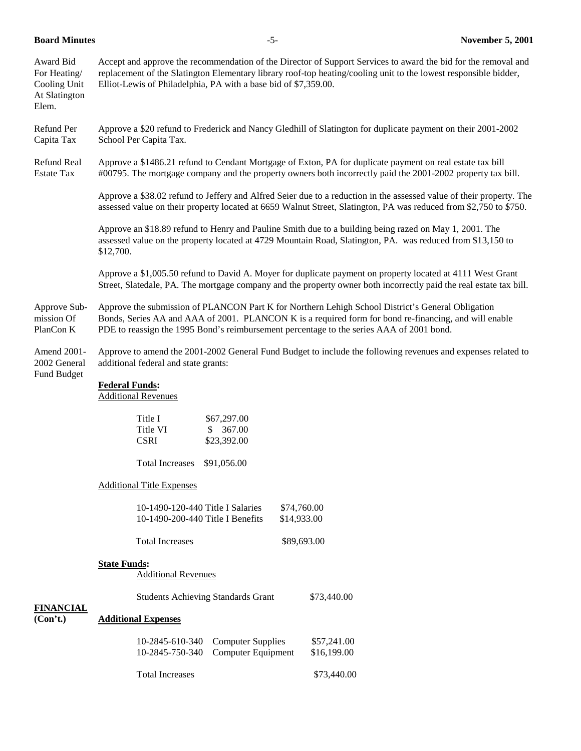**Award Bid For Heating/ Cooling Unit At Slatington Elem.** Accept and approve the recommendation of the Director of Support Services to award the bid for the removal and replacement of the Slatington Elementary library roof-top heating/cooling unit to the lowest responsible bidder, Elliot-Lewis of Philadelphia, PA with a base bid of $7,359.00.

**Refund Per Capita Tax** Approve a $20 refund to Frederick and Nancy Gledhill of Slatington for duplicate payment on their 2001-2002 School Per Capita Tax.

**Refund Real Estate Tax** Approve a $1486.21 refund to Cendant Mortgage of Exton, PA for duplicate payment on real estate tax bill #00795. The mortgage company and the property owners both incorrectly paid the 2001-2002 property tax bill.

Approve a $38.02 refund to Jeffery and Alfred Seier due to a reduction in the assessed value of their property. The assessed value on their property located at 6659 Walnut Street, Slatington, PA was reduced from $2,750 to $750.

Approve an $18.89 refund to Henry and Pauline Smith due to a building being razed on May 1, 2001. The assessed value on the property located at 4729 Mountain Road, Slatington, PA. was reduced from $13,150 to $12,700.

Approve a $1,005.50 refund to David A. Moyer for duplicate payment on property located at 4111 West Grant Street, Slatedale, PA. The mortgage company and the property owner both incorrectly paid the real estate tax bill.

**Approve Submission Of PlanCon K** Approve the submission of PLANCON Part K for Northern Lehigh School District's General Obligation Bonds, Series AA and AAA of 2001. PLANCON K is a required form for bond re-financing, and will enable PDE to reassign the 1995 Bond's reimbursement percentage to the series AAA of 2001 bond.

**Amend 2001-2002 General Fund Budget** Approve to amend the 2001-2002 General Fund Budget to include the following revenues and expenses related to additional federal and state grants:

**Federal Funds:**

Additional Revenues

| | |
|---|---|
| Title I | $67,297.00 |
| Title VI | $ 367.00 |
| CSRI | $23,392.00 |
| Total Increases | $91,056.00 |

Additional Title Expenses

| | |
|---|---|
| 10-1490-120-440 Title I Salaries | $74,760.00 |
| 10-1490-200-440 Title I Benefits | $14,933.00 |
| Total Increases | $89,693.00 |

**State Funds:**

Additional Revenues

| | |
|---|---|
| Students Achieving Standards Grant | $73,440.00 |

**FINANCIAL (Con't.)**

**Additional Expenses**

| | | |
|---|---|---|
| 10-2845-610-340 | Computer Supplies | $57,241.00 |
| 10-2845-750-340 | Computer Equipment | $16,199.00 |
| Total Increases | | $73,440.00 |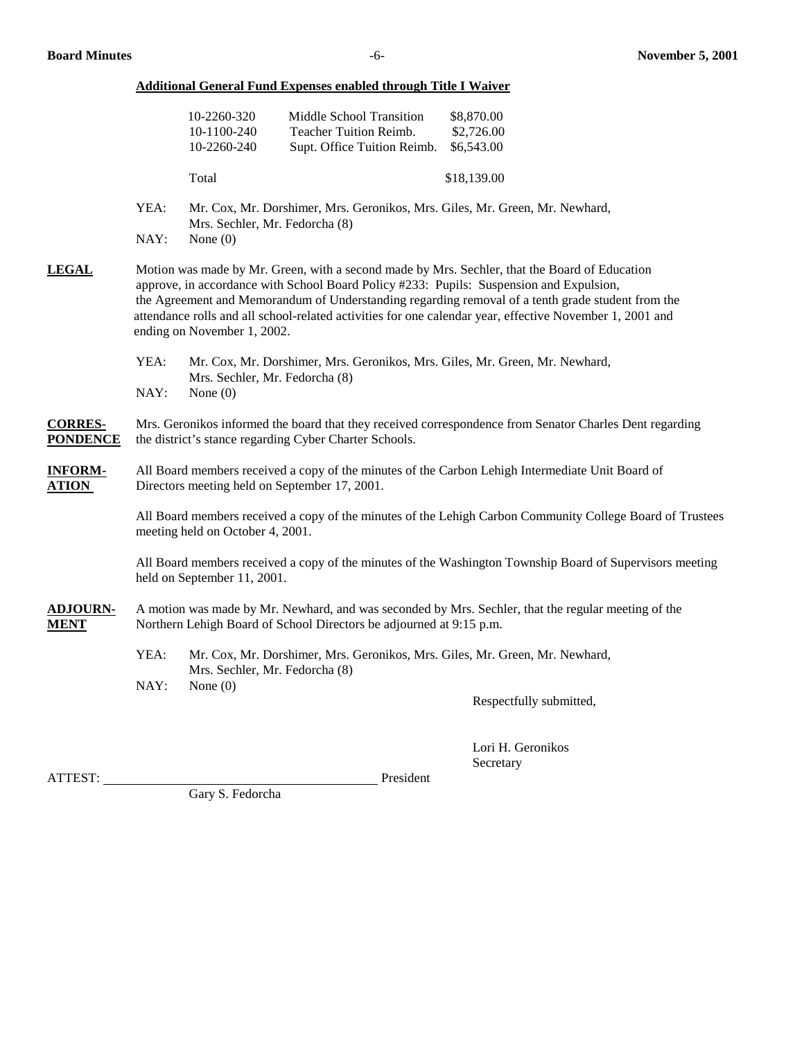**Additional General Fund Expenses enabled through Title I Waiver**

| | | |
|---|---|---|
| 10-2260-320 | Middle School Transition | $8,870.00 |
| 10-1100-240 | Teacher Tuition Reimb. | $2,726.00 |
| 10-2260-240 | Supt. Office Tuition Reimb. | $6,543.00 |
| Total | | $18,139.00 |

YEA: Mr. Cox, Mr. Dorshimer, Mrs. Geronikos, Mrs. Giles, Mr. Green, Mr. Newhard, Mrs. Sechler, Mr. Fedorcha (8)
NAY: None (0)

**LEGAL**

Motion was made by Mr. Green, with a second made by Mrs. Sechler, that the Board of Education approve, in accordance with School Board Policy #233: Pupils: Suspension and Expulsion, the Agreement and Memorandum of Understanding regarding removal of a tenth grade student from the attendance rolls and all school-related activities for one calendar year, effective November 1, 2001 and ending on November 1, 2002.

YEA: Mr. Cox, Mr. Dorshimer, Mrs. Geronikos, Mrs. Giles, Mr. Green, Mr. Newhard, Mrs. Sechler, Mr. Fedorcha (8)
NAY: None (0)

**CORRES-PONDENCE**

Mrs. Geronikos informed the board that they received correspondence from Senator Charles Dent regarding the district's stance regarding Cyber Charter Schools.

**INFORM-ATION**

All Board members received a copy of the minutes of the Carbon Lehigh Intermediate Unit Board of Directors meeting held on September 17, 2001.

All Board members received a copy of the minutes of the Lehigh Carbon Community College Board of Trustees meeting held on October 4, 2001.

All Board members received a copy of the minutes of the Washington Township Board of Supervisors meeting held on September 11, 2001.

**ADJOURN-MENT**

A motion was made by Mr. Newhard, and was seconded by Mrs. Sechler, that the regular meeting of the Northern Lehigh Board of School Directors be adjourned at 9:15 p.m.

YEA: Mr. Cox, Mr. Dorshimer, Mrs. Geronikos, Mrs. Giles, Mr. Green, Mr. Newhard, Mrs. Sechler, Mr. Fedorcha (8)
NAY: None (0)

Respectfully submitted,

Lori H. Geronikos
Secretary

ATTEST: ______________________________ President
Gary S. Fedorcha